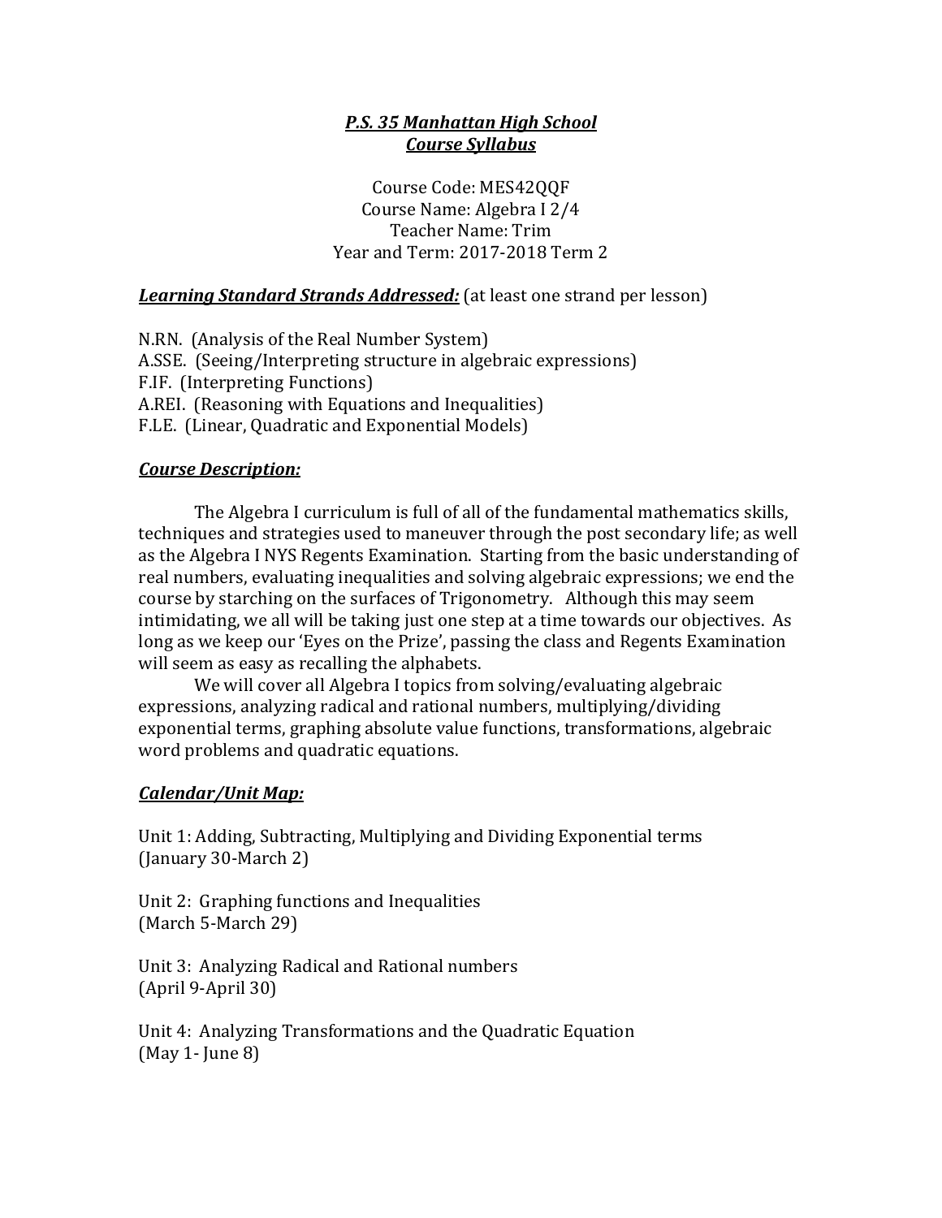***P.S. 35 Manhattan High School***
***Course Syllabus***

Course Code: MES42QQF
Course Name: Algebra I 2/4
Teacher Name: Trim
Year and Term: 2017-2018 Term 2

***Learning Standard Strands Addressed:*** (at least one strand per lesson)

N.RN. (Analysis of the Real Number System)
A.SSE. (Seeing/Interpreting structure in algebraic expressions)
F.IF. (Interpreting Functions)
A.REI. (Reasoning with Equations and Inequalities)
F.LE. (Linear, Quadratic and Exponential Models)

***Course Description:***

The Algebra I curriculum is full of all of the fundamental mathematics skills, techniques and strategies used to maneuver through the post secondary life; as well as the Algebra I NYS Regents Examination. Starting from the basic understanding of real numbers, evaluating inequalities and solving algebraic expressions; we end the course by starching on the surfaces of Trigonometry. Although this may seem intimidating, we all will be taking just one step at a time towards our objectives. As long as we keep our 'Eyes on the Prize', passing the class and Regents Examination will seem as easy as recalling the alphabets.

We will cover all Algebra I topics from solving/evaluating algebraic expressions, analyzing radical and rational numbers, multiplying/dividing exponential terms, graphing absolute value functions, transformations, algebraic word problems and quadratic equations.

***Calendar/Unit Map:***

Unit 1: Adding, Subtracting, Multiplying and Dividing Exponential terms
(January 30-March 2)

Unit 2: Graphing functions and Inequalities
(March 5-March 29)

Unit 3: Analyzing Radical and Rational numbers
(April 9-April 30)

Unit 4: Analyzing Transformations and the Quadratic Equation
(May 1- June 8)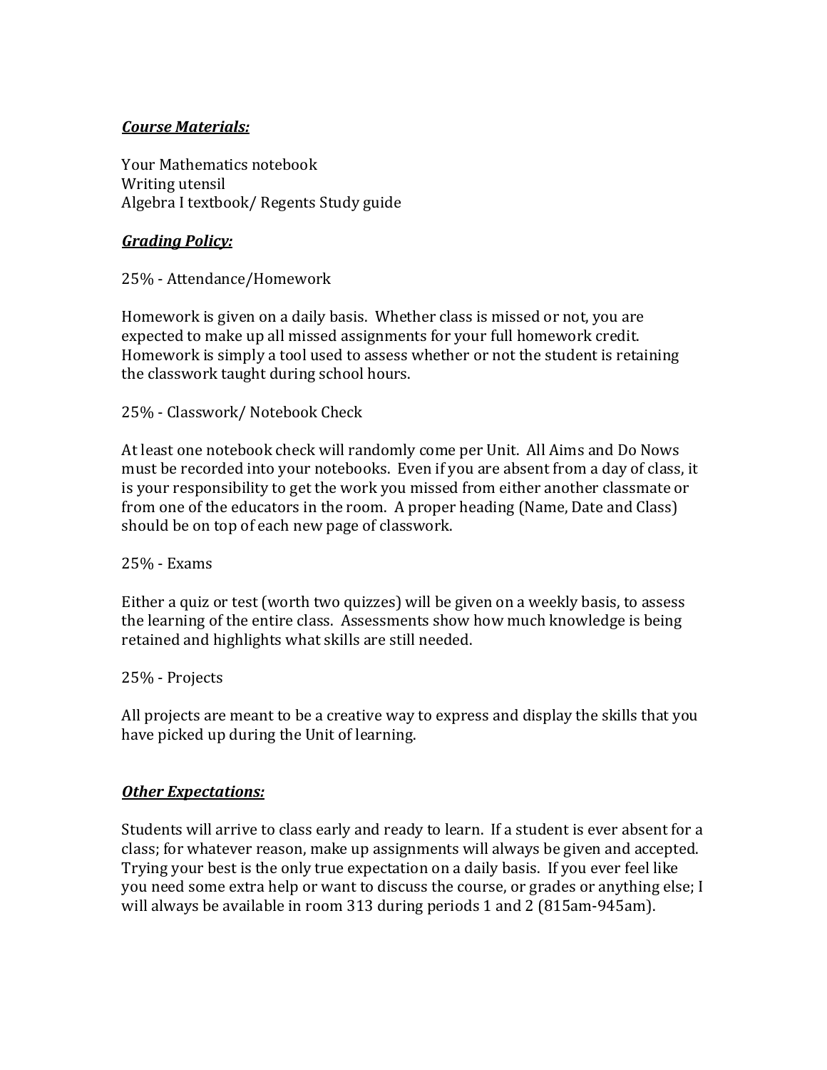***Course Materials:***

Your Mathematics notebook
Writing utensil
Algebra I textbook/ Regents Study guide

***Grading Policy:***

25% - Attendance/Homework

Homework is given on a daily basis. Whether class is missed or not, you are expected to make up all missed assignments for your full homework credit. Homework is simply a tool used to assess whether or not the student is retaining the classwork taught during school hours.

25% - Classwork/ Notebook Check

At least one notebook check will randomly come per Unit. All Aims and Do Nows must be recorded into your notebooks. Even if you are absent from a day of class, it is your responsibility to get the work you missed from either another classmate or from one of the educators in the room. A proper heading (Name, Date and Class) should be on top of each new page of classwork.

25% - Exams

Either a quiz or test (worth two quizzes) will be given on a weekly basis, to assess the learning of the entire class. Assessments show how much knowledge is being retained and highlights what skills are still needed.

25% - Projects

All projects are meant to be a creative way to express and display the skills that you have picked up during the Unit of learning.

***Other Expectations:***

Students will arrive to class early and ready to learn. If a student is ever absent for a class; for whatever reason, make up assignments will always be given and accepted. Trying your best is the only true expectation on a daily basis. If you ever feel like you need some extra help or want to discuss the course, or grades or anything else; I will always be available in room 313 during periods 1 and 2 (815am-945am).